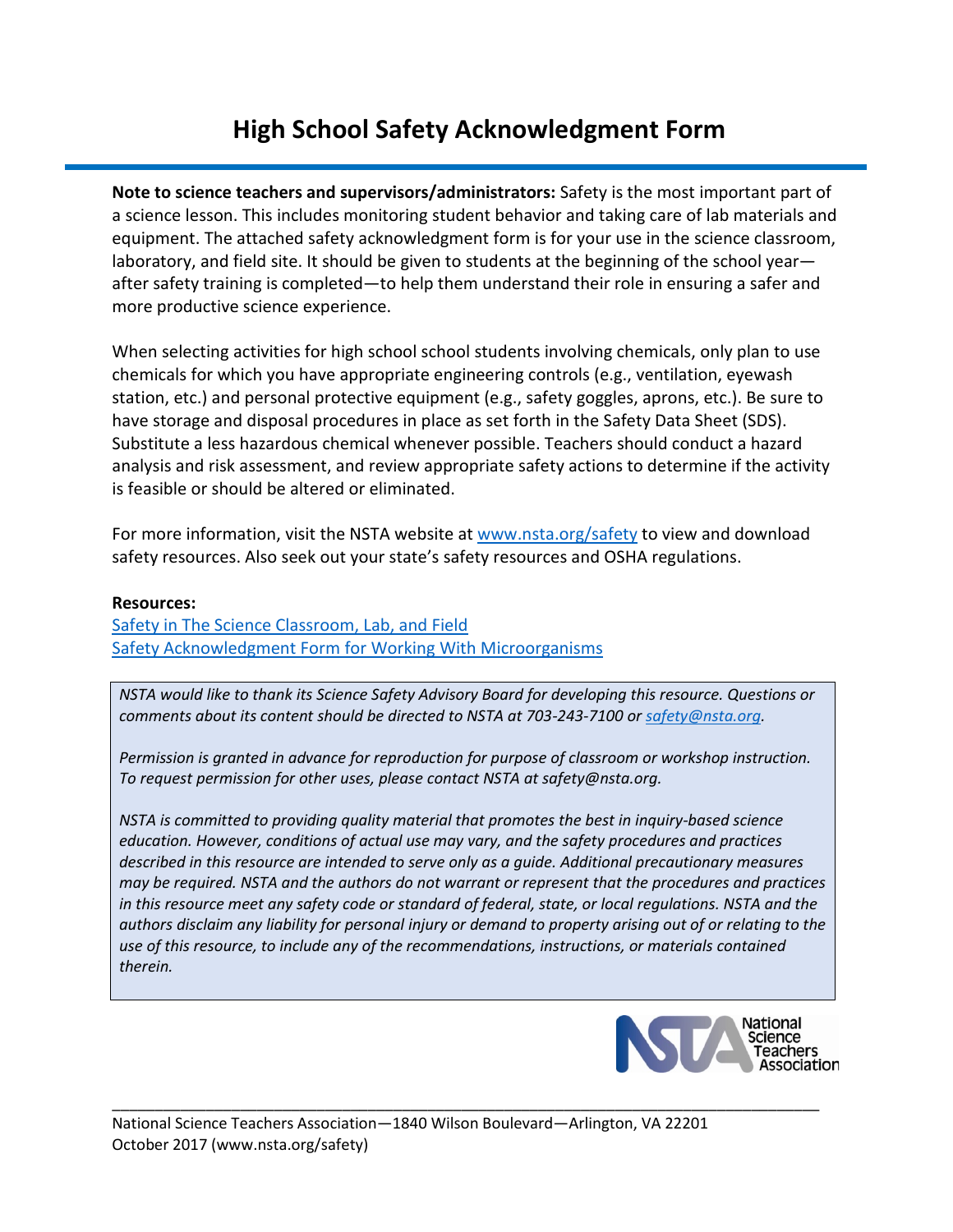# High School Safety Acknowledgment Form

**Note to science teachers and supervisors/administrators:** Safety is the most important part of a science lesson. This includes monitoring student behavior and taking care of lab materials and equipment. The attached safety acknowledgment form is for your use in the science classroom, laboratory, and field site. It should be given to students at the beginning of the school year—after safety training is completed—to help them understand their role in ensuring a safer and more productive science experience.

When selecting activities for high school school students involving chemicals, only plan to use chemicals for which you have appropriate engineering controls (e.g., ventilation, eyewash station, etc.) and personal protective equipment (e.g., safety goggles, aprons, etc.). Be sure to have storage and disposal procedures in place as set forth in the Safety Data Sheet (SDS). Substitute a less hazardous chemical whenever possible. Teachers should conduct a hazard analysis and risk assessment, and review appropriate safety actions to determine if the activity is feasible or should be altered or eliminated.

For more information, visit the NSTA website at www.nsta.org/safety to view and download safety resources. Also seek out your state's safety resources and OSHA regulations.

**Resources:**
Safety in The Science Classroom, Lab, and Field
Safety Acknowledgment Form for Working With Microorganisms

*NSTA would like to thank its Science Safety Advisory Board for developing this resource. Questions or comments about its content should be directed to NSTA at 703-243-7100 or safety@nsta.org.*

*Permission is granted in advance for reproduction for purpose of classroom or workshop instruction. To request permission for other uses, please contact NSTA at safety@nsta.org.*

*NSTA is committed to providing quality material that promotes the best in inquiry-based science education. However, conditions of actual use may vary, and the safety procedures and practices described in this resource are intended to serve only as a guide. Additional precautionary measures may be required. NSTA and the authors do not warrant or represent that the procedures and practices in this resource meet any safety code or standard of federal, state, or local regulations. NSTA and the authors disclaim any liability for personal injury or demand to property arising out of or relating to the use of this resource, to include any of the recommendations, instructions, or materials contained therein.*

National Science Teachers Association

National Science Teachers Association—1840 Wilson Boulevard—Arlington, VA 22201
October 2017 (www.nsta.org/safety)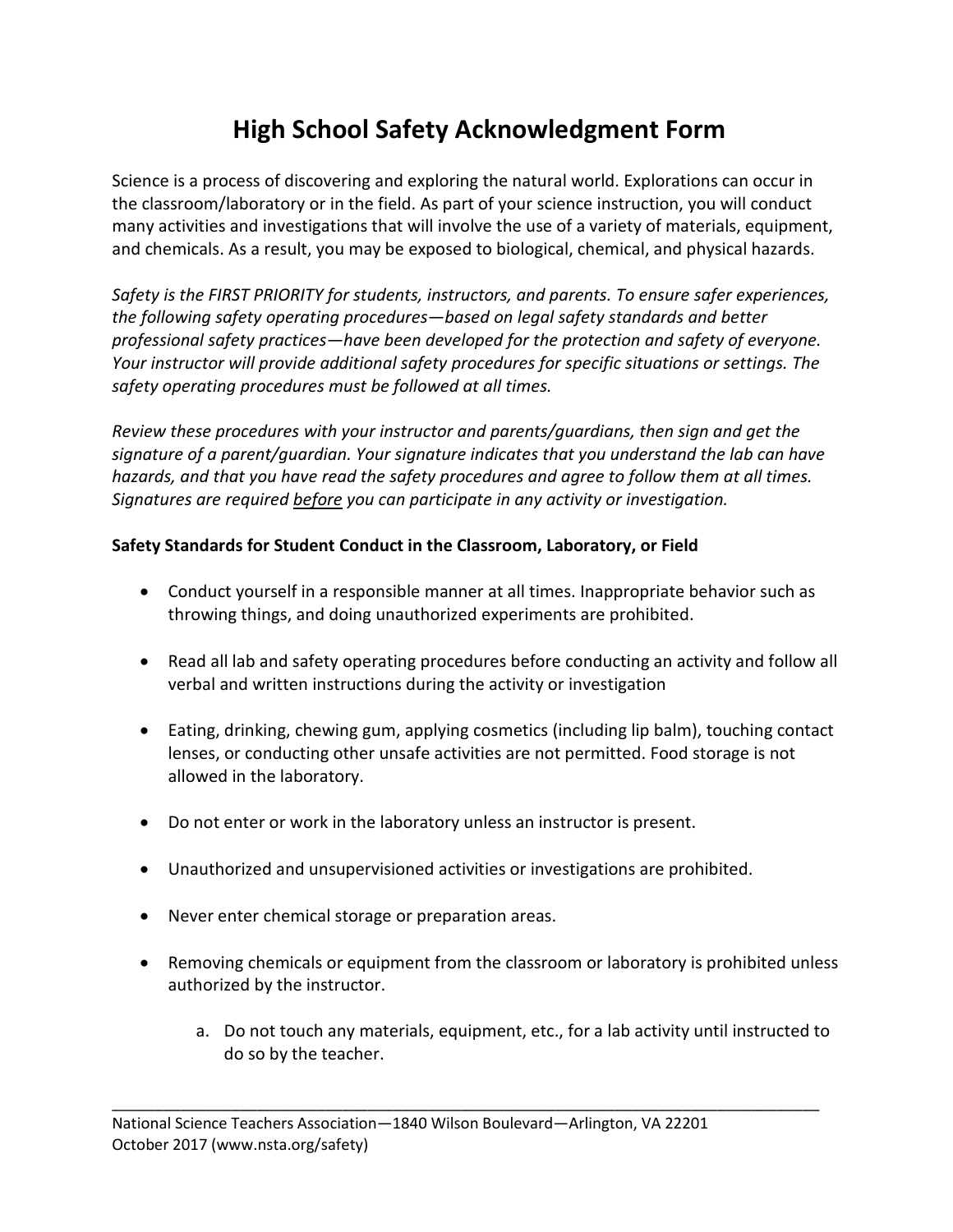# High School Safety Acknowledgment Form

Science is a process of discovering and exploring the natural world. Explorations can occur in the classroom/laboratory or in the field. As part of your science instruction, you will conduct many activities and investigations that will involve the use of a variety of materials, equipment, and chemicals. As a result, you may be exposed to biological, chemical, and physical hazards.

*Safety is the FIRST PRIORITY for students, instructors, and parents. To ensure safer experiences, the following safety operating procedures—based on legal safety standards and better professional safety practices—have been developed for the protection and safety of everyone. Your instructor will provide additional safety procedures for specific situations or settings. The safety operating procedures must be followed at all times.*

*Review these procedures with your instructor and parents/guardians, then sign and get the signature of a parent/guardian. Your signature indicates that you understand the lab can have hazards, and that you have read the safety procedures and agree to follow them at all times. Signatures are required <u>before</u> you can participate in any activity or investigation.*

**Safety Standards for Student Conduct in the Classroom, Laboratory, or Field**

- Conduct yourself in a responsible manner at all times. Inappropriate behavior such as throwing things, and doing unauthorized experiments are prohibited.
- Read all lab and safety operating procedures before conducting an activity and follow all verbal and written instructions during the activity or investigation
- Eating, drinking, chewing gum, applying cosmetics (including lip balm), touching contact lenses, or conducting other unsafe activities are not permitted. Food storage is not allowed in the laboratory.
- Do not enter or work in the laboratory unless an instructor is present.
- Unauthorized and unsupervisioned activities or investigations are prohibited.
- Never enter chemical storage or preparation areas.
- Removing chemicals or equipment from the classroom or laboratory is prohibited unless authorized by the instructor.

    a. Do not touch any materials, equipment, etc., for a lab activity until instructed to do so by the teacher.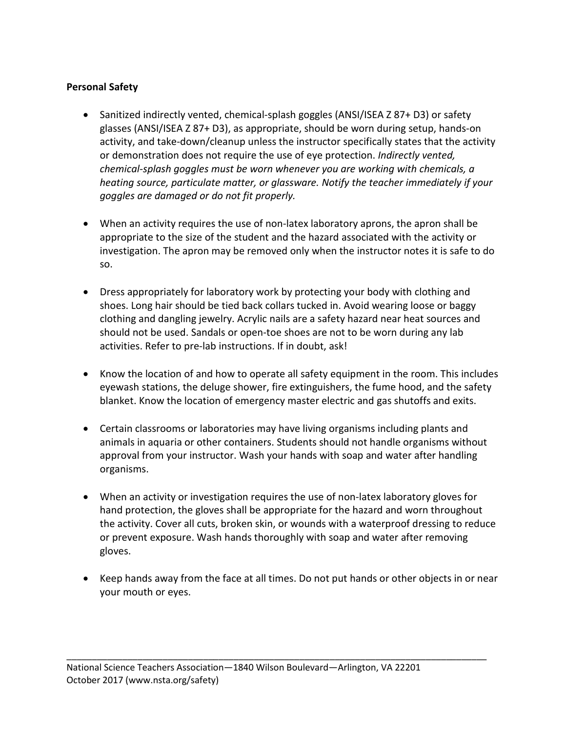**Personal Safety**

- Sanitized indirectly vented, chemical-splash goggles (ANSI/ISEA Z 87+ D3) or safety glasses (ANSI/ISEA Z 87+ D3), as appropriate, should be worn during setup, hands-on activity, and take-down/cleanup unless the instructor specifically states that the activity or demonstration does not require the use of eye protection. *Indirectly vented, chemical-splash goggles must be worn whenever you are working with chemicals, a heating source, particulate matter, or glassware. Notify the teacher immediately if your goggles are damaged or do not fit properly.*

- When an activity requires the use of non-latex laboratory aprons, the apron shall be appropriate to the size of the student and the hazard associated with the activity or investigation. The apron may be removed only when the instructor notes it is safe to do so.

- Dress appropriately for laboratory work by protecting your body with clothing and shoes. Long hair should be tied back collars tucked in. Avoid wearing loose or baggy clothing and dangling jewelry. Acrylic nails are a safety hazard near heat sources and should not be used. Sandals or open-toe shoes are not to be worn during any lab activities. Refer to pre-lab instructions. If in doubt, ask!

- Know the location of and how to operate all safety equipment in the room. This includes eyewash stations, the deluge shower, fire extinguishers, the fume hood, and the safety blanket. Know the location of emergency master electric and gas shutoffs and exits.

- Certain classrooms or laboratories may have living organisms including plants and animals in aquaria or other containers. Students should not handle organisms without approval from your instructor. Wash your hands with soap and water after handling organisms.

- When an activity or investigation requires the use of non-latex laboratory gloves for hand protection, the gloves shall be appropriate for the hazard and worn throughout the activity. Cover all cuts, broken skin, or wounds with a waterproof dressing to reduce or prevent exposure. Wash hands thoroughly with soap and water after removing gloves.

- Keep hands away from the face at all times. Do not put hands or other objects in or near your mouth or eyes.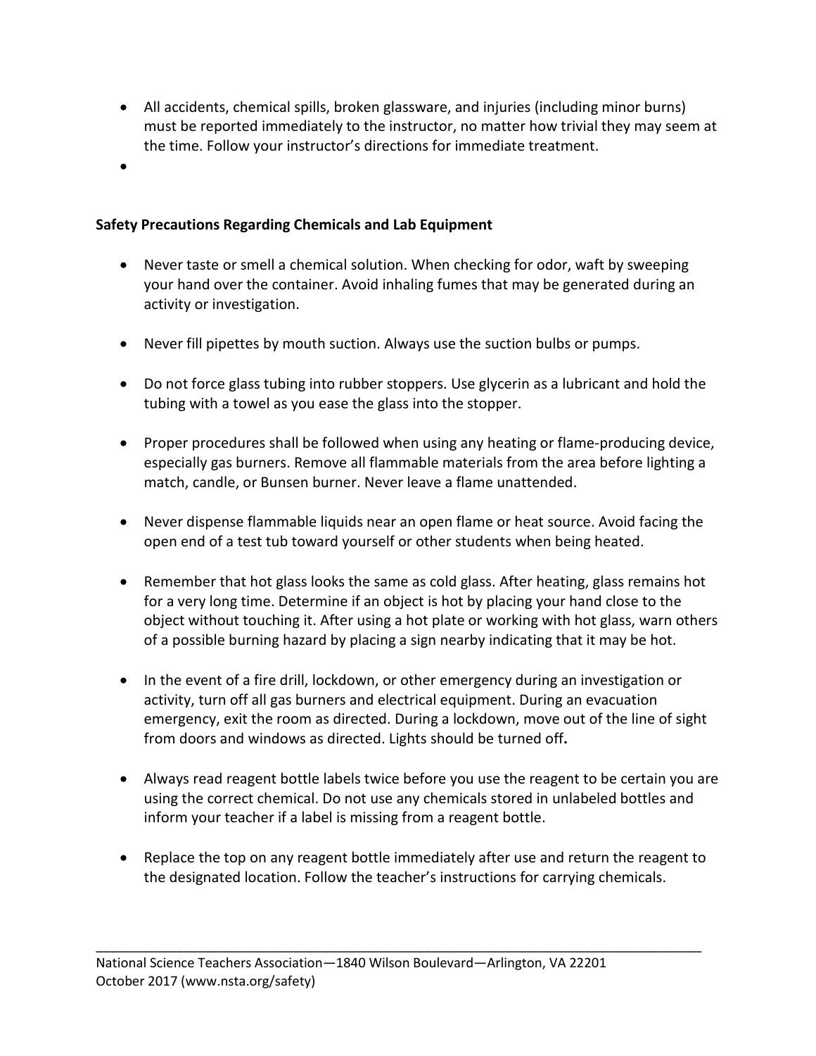- All accidents, chemical spills, broken glassware, and injuries (including minor burns) must be reported immediately to the instructor, no matter how trivial they may seem at the time. Follow your instructor's directions for immediate treatment.
- 

**Safety Precautions Regarding Chemicals and Lab Equipment**

- Never taste or smell a chemical solution. When checking for odor, waft by sweeping your hand over the container. Avoid inhaling fumes that may be generated during an activity or investigation.

- Never fill pipettes by mouth suction. Always use the suction bulbs or pumps.

- Do not force glass tubing into rubber stoppers. Use glycerin as a lubricant and hold the tubing with a towel as you ease the glass into the stopper.

- Proper procedures shall be followed when using any heating or flame-producing device, especially gas burners. Remove all flammable materials from the area before lighting a match, candle, or Bunsen burner. Never leave a flame unattended.

- Never dispense flammable liquids near an open flame or heat source. Avoid facing the open end of a test tub toward yourself or other students when being heated.

- Remember that hot glass looks the same as cold glass. After heating, glass remains hot for a very long time. Determine if an object is hot by placing your hand close to the object without touching it. After using a hot plate or working with hot glass, warn others of a possible burning hazard by placing a sign nearby indicating that it may be hot.

- In the event of a fire drill, lockdown, or other emergency during an investigation or activity, turn off all gas burners and electrical equipment. During an evacuation emergency, exit the room as directed. During a lockdown, move out of the line of sight from doors and windows as directed. Lights should be turned off**.**

- Always read reagent bottle labels twice before you use the reagent to be certain you are using the correct chemical. Do not use any chemicals stored in unlabeled bottles and inform your teacher if a label is missing from a reagent bottle.

- Replace the top on any reagent bottle immediately after use and return the reagent to the designated location. Follow the teacher's instructions for carrying chemicals.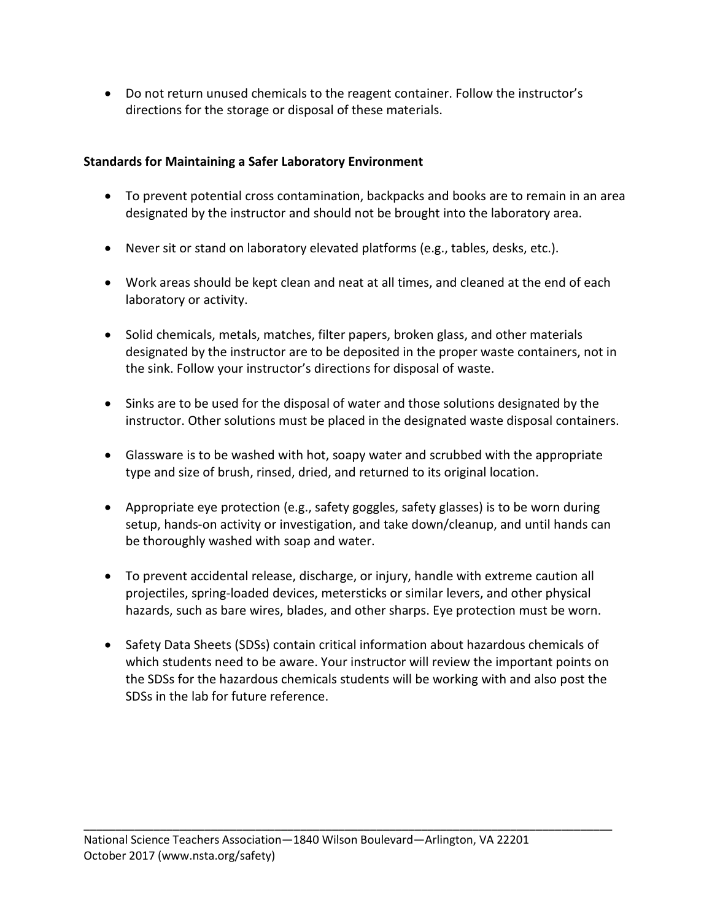- Do not return unused chemicals to the reagent container. Follow the instructor's directions for the storage or disposal of these materials.

**Standards for Maintaining a Safer Laboratory Environment**

- To prevent potential cross contamination, backpacks and books are to remain in an area designated by the instructor and should not be brought into the laboratory area.
- Never sit or stand on laboratory elevated platforms (e.g., tables, desks, etc.).
- Work areas should be kept clean and neat at all times, and cleaned at the end of each laboratory or activity.
- Solid chemicals, metals, matches, filter papers, broken glass, and other materials designated by the instructor are to be deposited in the proper waste containers, not in the sink. Follow your instructor's directions for disposal of waste.
- Sinks are to be used for the disposal of water and those solutions designated by the instructor. Other solutions must be placed in the designated waste disposal containers.
- Glassware is to be washed with hot, soapy water and scrubbed with the appropriate type and size of brush, rinsed, dried, and returned to its original location.
- Appropriate eye protection (e.g., safety goggles, safety glasses) is to be worn during setup, hands-on activity or investigation, and take down/cleanup, and until hands can be thoroughly washed with soap and water.
- To prevent accidental release, discharge, or injury, handle with extreme caution all projectiles, spring-loaded devices, metersticks or similar levers, and other physical hazards, such as bare wires, blades, and other sharps. Eye protection must be worn.
- Safety Data Sheets (SDSs) contain critical information about hazardous chemicals of which students need to be aware. Your instructor will review the important points on the SDSs for the hazardous chemicals students will be working with and also post the SDSs in the lab for future reference.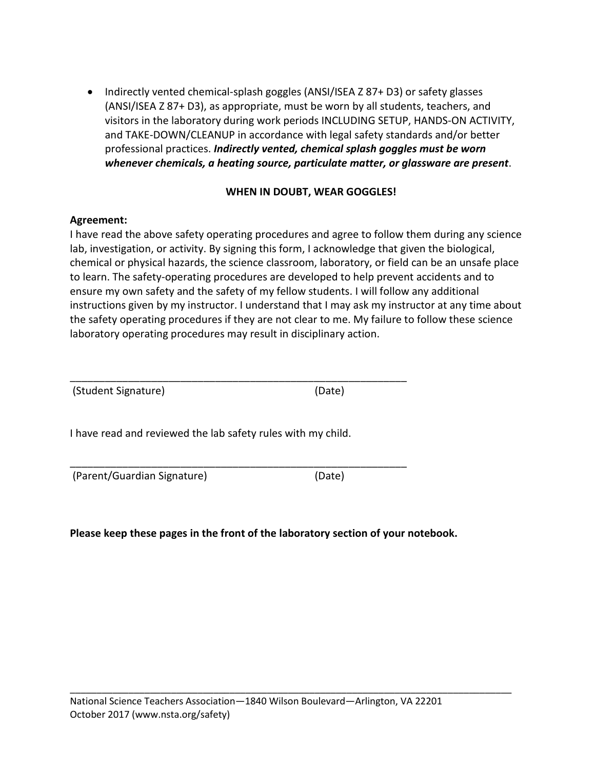- Indirectly vented chemical-splash goggles (ANSI/ISEA Z 87+ D3) or safety glasses (ANSI/ISEA Z 87+ D3), as appropriate, must be worn by all students, teachers, and visitors in the laboratory during work periods INCLUDING SETUP, HANDS-ON ACTIVITY, and TAKE-DOWN/CLEANUP in accordance with legal safety standards and/or better professional practices. ***Indirectly vented, chemical splash goggles must be worn whenever chemicals, a heating source, particulate matter, or glassware are present***.

**WHEN IN DOUBT, WEAR GOGGLES!**

**Agreement:**

I have read the above safety operating procedures and agree to follow them during any science lab, investigation, or activity. By signing this form, I acknowledge that given the biological, chemical or physical hazards, the science classroom, laboratory, or field can be an unsafe place to learn. The safety-operating procedures are developed to help prevent accidents and to ensure my own safety and the safety of my fellow students. I will follow any additional instructions given by my instructor. I understand that I may ask my instructor at any time about the safety operating procedures if they are not clear to me. My failure to follow these science laboratory operating procedures may result in disciplinary action.

____________________________________________________________

(Student Signature) (Date)

I have read and reviewed the lab safety rules with my child.

____________________________________________________________

(Parent/Guardian Signature) (Date)

**Please keep these pages in the front of the laboratory section of your notebook.**

National Science Teachers Association—1840 Wilson Boulevard—Arlington, VA 22201
October 2017 (www.nsta.org/safety)